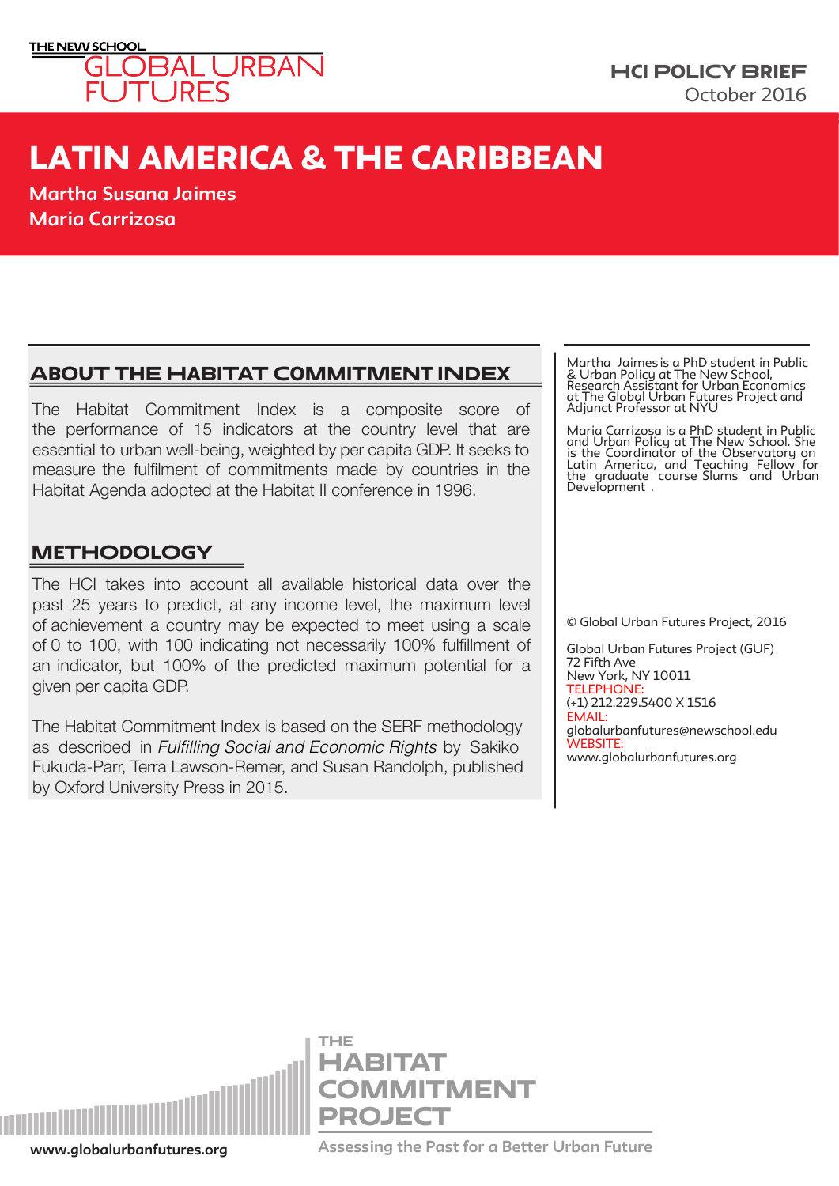THE NEW SCHOOL
GLOBAL URBAN FUTURES

**HCI POLICY BRIEF**
October 2016

# LATIN AMERICA & THE CARIBBEAN

**Martha Susana Jaimes**
**Maria Carrizosa**

## ABOUT THE HABITAT COMMITMENT INDEX

The Habitat Commitment Index is a composite score of the performance of 15 indicators at the country level that are essential to urban well-being, weighted by per capita GDP. It seeks to measure the fulfilment of commitments made by countries in the Habitat Agenda adopted at the Habitat II conference in 1996.

## METHODOLOGY

The HCI takes into account all available historical data over the past 25 years to predict, at any income level, the maximum level of achievement a country may be expected to meet using a scale of 0 to 100, with 100 indicating not necessarily 100% fulfillment of an indicator, but 100% of the predicted maximum potential for a given per capita GDP.

The Habitat Commitment Index is based on the SERF methodology as described in *Fulfilling Social and Economic Rights* by Sakiko Fukuda-Parr, Terra Lawson-Remer, and Susan Randolph, published by Oxford University Press in 2015.

Martha Jaimes is a PhD student in Public & Urban Policy at The New School, Research Assistant for Urban Economics at The Global Urban Futures Project and Adjunct Professor at NYU

Maria Carrizosa is a PhD student in Public and Urban Policy at The New School. She is the Coordinator of the Observatory on Latin America, and Teaching Fellow for the graduate course Slums and Urban Development .

© Global Urban Futures Project, 2016

Global Urban Futures Project (GUF)
72 Fifth Ave
New York, NY 10011
TELEPHONE:
(+1) 212.229.5400 X 1516
EMAIL:
globalurbanfutures@newschool.edu
WEBSITE:
www.globalurbanfutures.org

THE HABITAT COMMITMENT PROJECT
Assessing the Past for a Better Urban Future

www.globalurbanfutures.org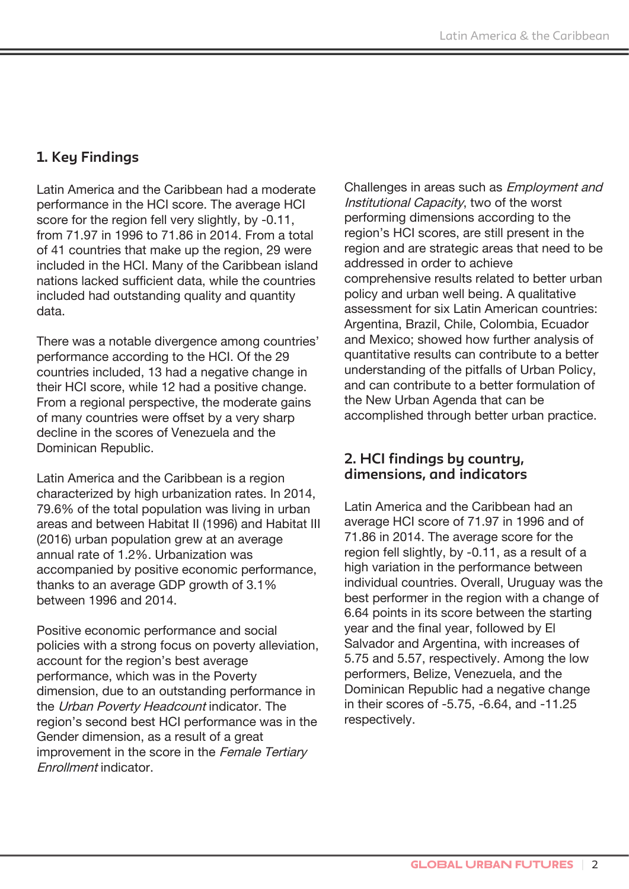## 1. Key Findings

Latin America and the Caribbean had a moderate performance in the HCI score. The average HCI score for the region fell very slightly, by -0.11, from 71.97 in 1996 to 71.86 in 2014. From a total of 41 countries that make up the region, 29 were included in the HCI. Many of the Caribbean island nations lacked sufficient data, while the countries included had outstanding quality and quantity data.

There was a notable divergence among countries' performance according to the HCI. Of the 29 countries included, 13 had a negative change in their HCI score, while 12 had a positive change. From a regional perspective, the moderate gains of many countries were offset by a very sharp decline in the scores of Venezuela and the Dominican Republic.

Latin America and the Caribbean is a region characterized by high urbanization rates. In 2014, 79.6% of the total population was living in urban areas and between Habitat II (1996) and Habitat III (2016) urban population grew at an average annual rate of 1.2%. Urbanization was accompanied by positive economic performance, thanks to an average GDP growth of 3.1% between 1996 and 2014.

Positive economic performance and social policies with a strong focus on poverty alleviation, account for the region's best average performance, which was in the Poverty dimension, due to an outstanding performance in the *Urban Poverty Headcount* indicator. The region's second best HCI performance was in the Gender dimension, as a result of a great improvement in the score in the *Female Tertiary Enrollment* indicator.

Challenges in areas such as *Employment and Institutional Capacity*, two of the worst performing dimensions according to the region's HCI scores, are still present in the region and are strategic areas that need to be addressed in order to achieve comprehensive results related to better urban policy and urban well being. A qualitative assessment for six Latin American countries: Argentina, Brazil, Chile, Colombia, Ecuador and Mexico; showed how further analysis of quantitative results can contribute to a better understanding of the pitfalls of Urban Policy, and can contribute to a better formulation of the New Urban Agenda that can be accomplished through better urban practice.

## 2. HCI findings by country, dimensions, and indicators

Latin America and the Caribbean had an average HCI score of 71.97 in 1996 and of 71.86 in 2014. The average score for the region fell slightly, by -0.11, as a result of a high variation in the performance between individual countries. Overall, Uruguay was the best performer in the region with a change of 6.64 points in its score between the starting year and the final year, followed by El Salvador and Argentina, with increases of 5.75 and 5.57, respectively. Among the low performers, Belize, Venezuela, and the Dominican Republic had a negative change in their scores of -5.75, -6.64, and -11.25 respectively.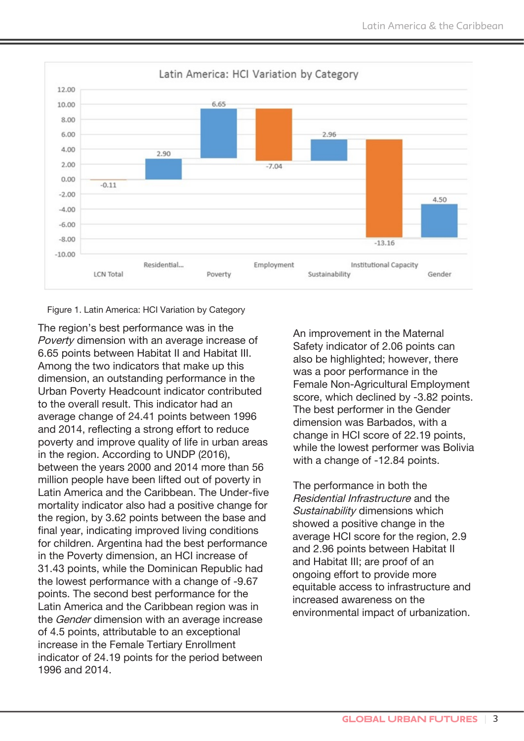Figure 1. Latin America: HCI Variation by Category

The region's best performance was in the *Poverty* dimension with an average increase of 6.65 points between Habitat II and Habitat III. Among the two indicators that make up this dimension, an outstanding performance in the Urban Poverty Headcount indicator contributed to the overall result. This indicator had an average change of 24.41 points between 1996 and 2014, reflecting a strong effort to reduce poverty and improve quality of life in urban areas in the region. According to UNDP (2016), between the years 2000 and 2014 more than 56 million people have been lifted out of poverty in Latin America and the Caribbean. The Under-five mortality indicator also had a positive change for the region, by 3.62 points between the base and final year, indicating improved living conditions for children. Argentina had the best performance in the Poverty dimension, an HCI increase of 31.43 points, while the Dominican Republic had the lowest performance with a change of -9.67 points. The second best performance for the Latin America and the Caribbean region was in the *Gender* dimension with an average increase of 4.5 points, attributable to an exceptional increase in the Female Tertiary Enrollment indicator of 24.19 points for the period between 1996 and 2014.

An improvement in the Maternal Safety indicator of 2.06 points can also be highlighted; however, there was a poor performance in the Female Non-Agricultural Employment score, which declined by -3.82 points. The best performer in the Gender dimension was Barbados, with a change in HCI score of 22.19 points, while the lowest performer was Bolivia with a change of -12.84 points.

The performance in both the *Residential Infrastructure* and the *Sustainability* dimensions which showed a positive change in the average HCI score for the region, 2.9 and 2.96 points between Habitat II and Habitat III; are proof of an ongoing effort to provide more equitable access to infrastructure and increased awareness on the environmental impact of urbanization.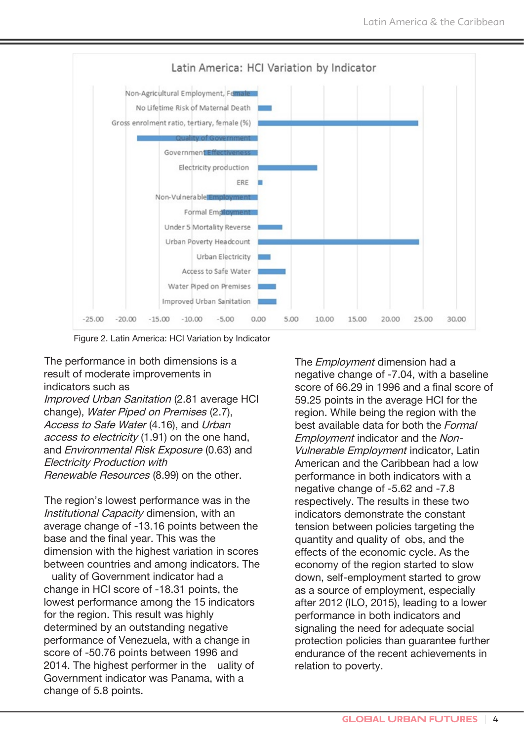Figure 2. Latin America: HCI Variation by Indicator

The performance in both dimensions is a result of moderate improvements in indicators such as *Improved Urban Sanitation* (2.81 average HCI change), *Water Piped on Premises* (2.7), *Access to Safe Water* (4.16), and *Urban access to electricity* (1.91) on the one hand, and *Environmental Risk Exposure* (0.63) and *Electricity Production with Renewable Resources* (8.99) on the other.

The region's lowest performance was in the *Institutional Capacity* dimension, with an average change of -13.16 points between the base and the final year. This was the dimension with the highest variation in scores between countries and among indicators. The uality of Government indicator had a change in HCI score of -18.31 points, the lowest performance among the 15 indicators for the region. This result was highly determined by an outstanding negative performance of Venezuela, with a change in score of -50.76 points between 1996 and 2014. The highest performer in the uality of Government indicator was Panama, with a change of 5.8 points.

The *Employment* dimension had a negative change of -7.04, with a baseline score of 66.29 in 1996 and a final score of 59.25 points in the average HCI for the region. While being the region with the best available data for both the *Formal Employment* indicator and the *Non-Vulnerable Employment* indicator, Latin American and the Caribbean had a low performance in both indicators with a negative change of -5.62 and -7.8 respectively. The results in these two indicators demonstrate the constant tension between policies targeting the quantity and quality of obs, and the effects of the economic cycle. As the economy of the region started to slow down, self-employment started to grow as a source of employment, especially after 2012 (ILO, 2015), leading to a lower performance in both indicators and signaling the need for adequate social protection policies than guarantee further endurance of the recent achievements in relation to poverty.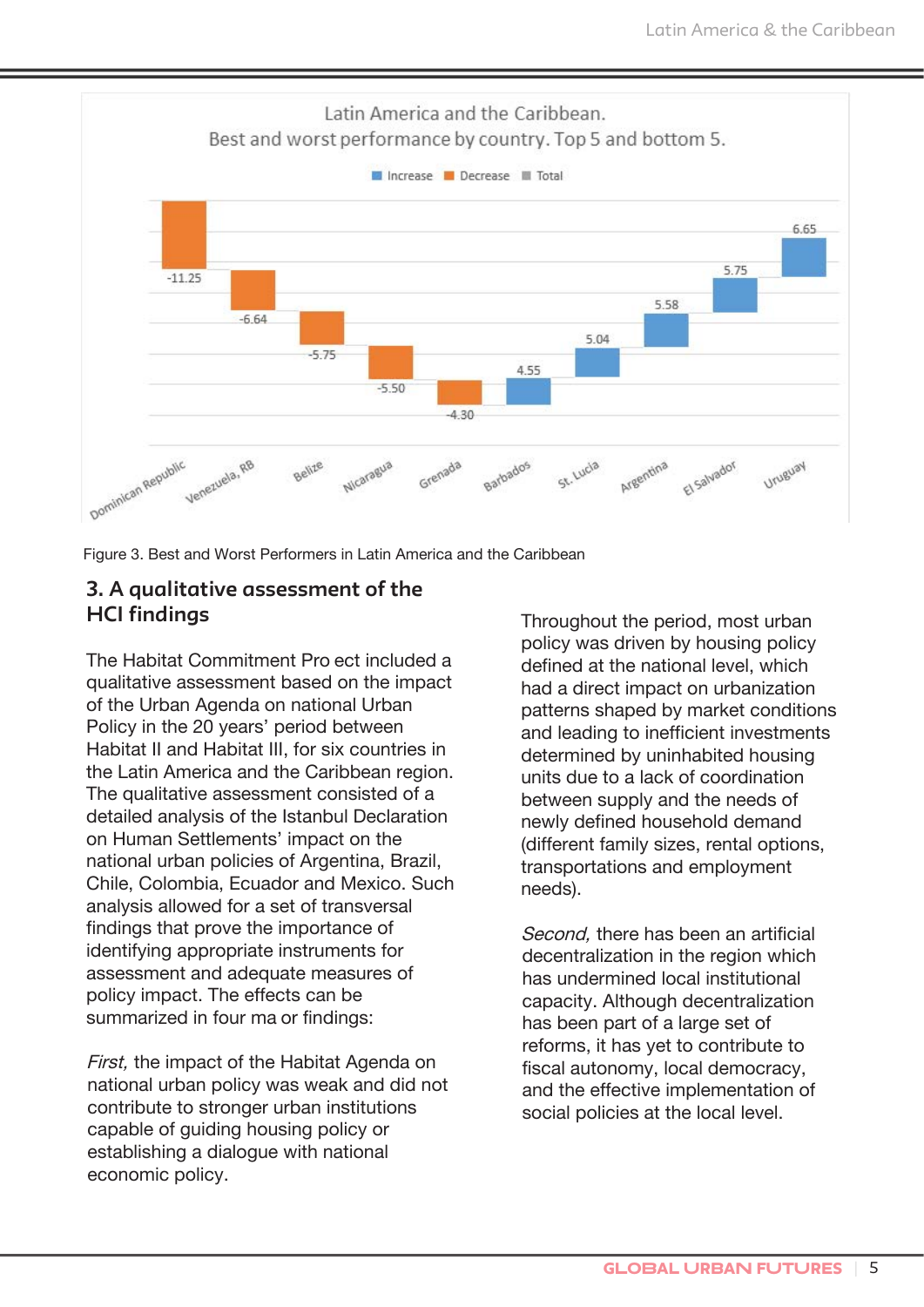Latin America and the Caribbean.
Best and worst performance by country. Top 5 and bottom 5.

| Country | Value |
|---|---|
| Dominican Republic | -11.25 |
| Venezuela, RB | -6.64 |
| Belize | -5.75 |
| Nicaragua | -5.50 |
| Grenada | -4.30 |
| Barbados | 4.55 |
| St. Lucia | 5.04 |
| Argentina | 5.58 |
| El Salvador | 5.75 |
| Uruguay | 6.65 |

Figure 3. Best and Worst Performers in Latin America and the Caribbean

## 3. A qualitative assessment of the HCI findings

The Habitat Commitment Pro ect included a qualitative assessment based on the impact of the Urban Agenda on national Urban Policy in the 20 years' period between Habitat II and Habitat III, for six countries in the Latin America and the Caribbean region. The qualitative assessment consisted of a detailed analysis of the Istanbul Declaration on Human Settlements' impact on the national urban policies of Argentina, Brazil, Chile, Colombia, Ecuador and Mexico. Such analysis allowed for a set of transversal findings that prove the importance of identifying appropriate instruments for assessment and adequate measures of policy impact. The effects can be summarized in four ma or findings:

*First,* the impact of the Habitat Agenda on national urban policy was weak and did not contribute to stronger urban institutions capable of guiding housing policy or establishing a dialogue with national economic policy.

Throughout the period, most urban policy was driven by housing policy defined at the national level, which had a direct impact on urbanization patterns shaped by market conditions and leading to inefficient investments determined by uninhabited housing units due to a lack of coordination between supply and the needs of newly defined household demand (different family sizes, rental options, transportations and employment needs).

*Second,* there has been an artificial decentralization in the region which has undermined local institutional capacity. Although decentralization has been part of a large set of reforms, it has yet to contribute to fiscal autonomy, local democracy, and the effective implementation of social policies at the local level.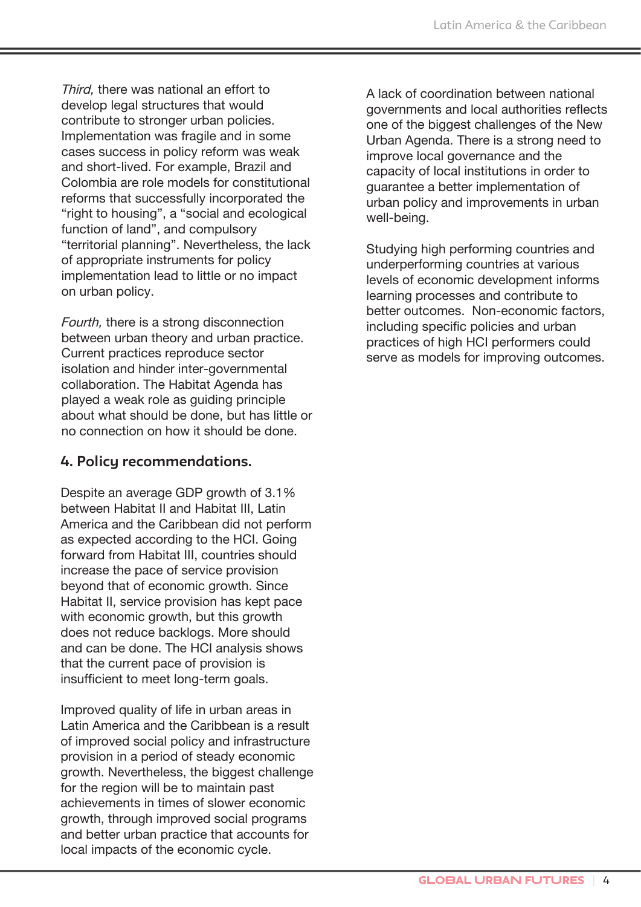*Third,* there was national an effort to develop legal structures that would contribute to stronger urban policies. Implementation was fragile and in some cases success in policy reform was weak and short-lived. For example, Brazil and Colombia are role models for constitutional reforms that successfully incorporated the "right to housing", a "social and ecological function of land", and compulsory "territorial planning". Nevertheless, the lack of appropriate instruments for policy implementation lead to little or no impact on urban policy.

*Fourth,* there is a strong disconnection between urban theory and urban practice. Current practices reproduce sector isolation and hinder inter-governmental collaboration. The Habitat Agenda has played a weak role as guiding principle about what should be done, but has little or no connection on how it should be done.

## 4. Policy recommendations.

Despite an average GDP growth of 3.1% between Habitat II and Habitat III, Latin America and the Caribbean did not perform as expected according to the HCI. Going forward from Habitat III, countries should increase the pace of service provision beyond that of economic growth. Since Habitat II, service provision has kept pace with economic growth, but this growth does not reduce backlogs. More should and can be done. The HCI analysis shows that the current pace of provision is insufficient to meet long-term goals.

Improved quality of life in urban areas in Latin America and the Caribbean is a result of improved social policy and infrastructure provision in a period of steady economic growth. Nevertheless, the biggest challenge for the region will be to maintain past achievements in times of slower economic growth, through improved social programs and better urban practice that accounts for local impacts of the economic cycle.

A lack of coordination between national governments and local authorities reflects one of the biggest challenges of the New Urban Agenda. There is a strong need to improve local governance and the capacity of local institutions in order to guarantee a better implementation of urban policy and improvements in urban well-being.

Studying high performing countries and underperforming countries at various levels of economic development informs learning processes and contribute to better outcomes. Non-economic factors, including specific policies and urban practices of high HCI performers could serve as models for improving outcomes.